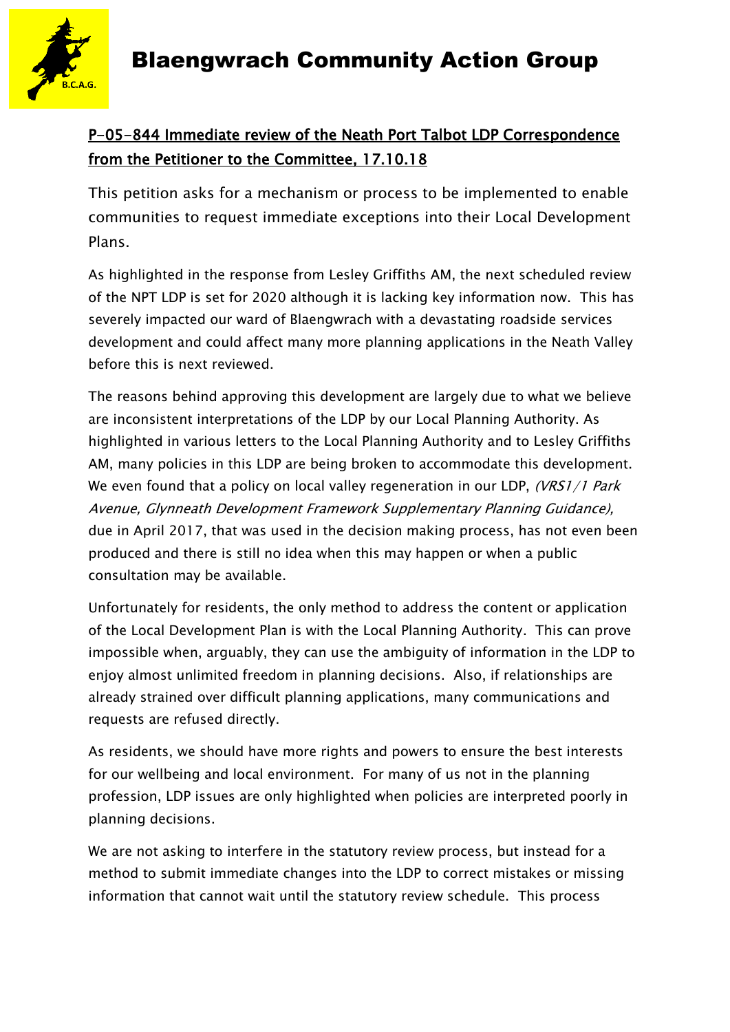# Blaengwrach Community Action Group

## P-05-844 Immediate review of the Neath Port Talbot LDP Correspondence from the Petitioner to the Committee, 17.10.18

This petition asks for a mechanism or process to be implemented to enable communities to request immediate exceptions into their Local Development Plans.

As highlighted in the response from Lesley Griffiths AM, the next scheduled review of the NPT LDP is set for 2020 although it is lacking key information now. This has severely impacted our ward of Blaengwrach with a devastating roadside services development and could affect many more planning applications in the Neath Valley before this is next reviewed.

The reasons behind approving this development are largely due to what we believe are inconsistent interpretations of the LDP by our Local Planning Authority. As highlighted in various letters to the Local Planning Authority and to Lesley Griffiths AM, many policies in this LDP are being broken to accommodate this development. We even found that a policy on local valley regeneration in our LDP, *(VRS1/1 Park Avenue, Glynneath Development Framework Supplementary Planning Guidance),* due in April 2017, that was used in the decision making process, has not even been produced and there is still no idea when this may happen or when a public consultation may be available.

Unfortunately for residents, the only method to address the content or application of the Local Development Plan is with the Local Planning Authority. This can prove impossible when, arguably, they can use the ambiguity of information in the LDP to enjoy almost unlimited freedom in planning decisions. Also, if relationships are already strained over difficult planning applications, many communications and requests are refused directly.

As residents, we should have more rights and powers to ensure the best interests for our wellbeing and local environment. For many of us not in the planning profession, LDP issues are only highlighted when policies are interpreted poorly in planning decisions.

We are not asking to interfere in the statutory review process, but instead for a method to submit immediate changes into the LDP to correct mistakes or missing information that cannot wait until the statutory review schedule. This process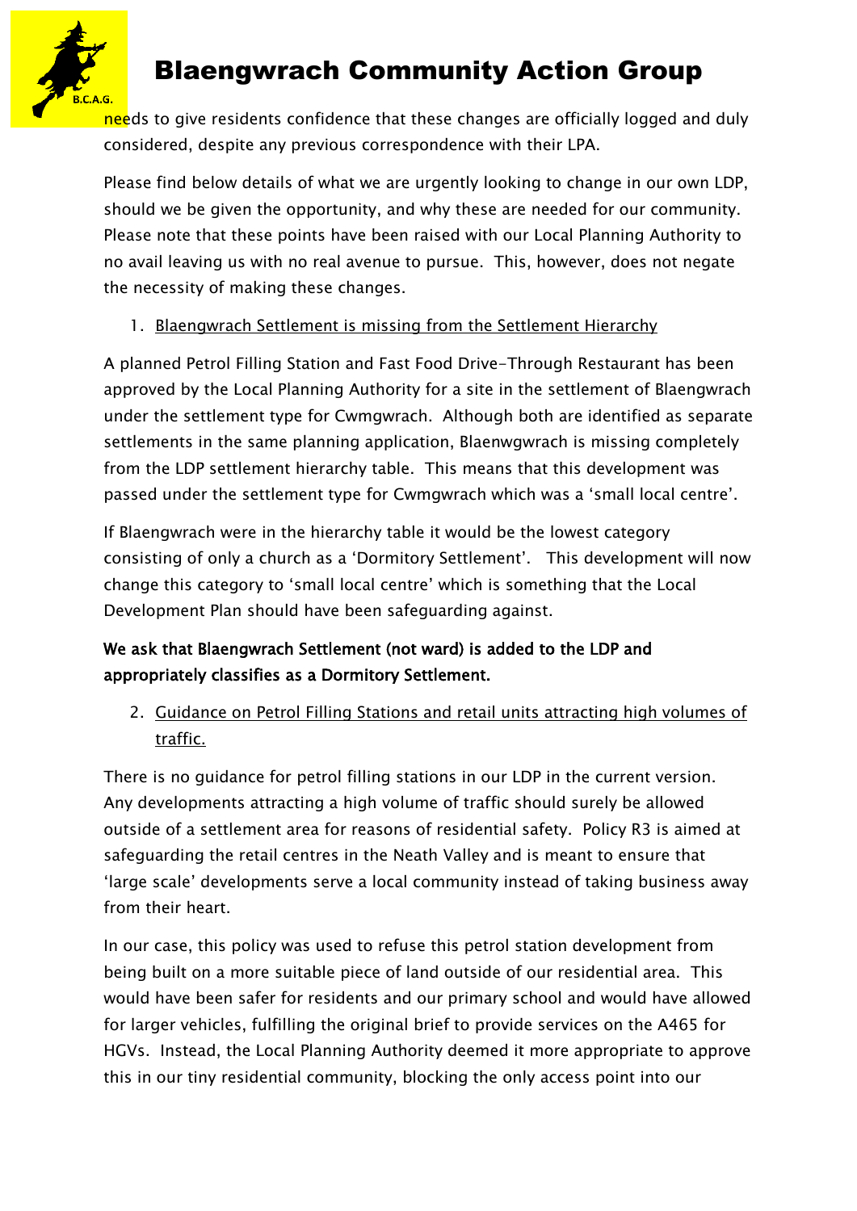needs to give residents confidence that these changes are officially logged and duly considered, despite any previous correspondence with their LPA.

Please find below details of what we are urgently looking to change in our own LDP, should we be given the opportunity, and why these are needed for our community. Please note that these points have been raised with our Local Planning Authority to no avail leaving us with no real avenue to pursue. This, however, does not negate the necessity of making these changes.

1. Blaengwrach Settlement is missing from the Settlement Hierarchy

A planned Petrol Filling Station and Fast Food Drive-Through Restaurant has been approved by the Local Planning Authority for a site in the settlement of Blaengwrach under the settlement type for Cwmgwrach. Although both are identified as separate settlements in the same planning application, Blaenwgwrach is missing completely from the LDP settlement hierarchy table. This means that this development was passed under the settlement type for Cwmgwrach which was a 'small local centre'.

If Blaengwrach were in the hierarchy table it would be the lowest category consisting of only a church as a 'Dormitory Settlement'. This development will now change this category to 'small local centre' which is something that the Local Development Plan should have been safeguarding against.

**We ask that Blaengwrach Settlement (not ward) is added to the LDP and appropriately classifies as a Dormitory Settlement.**

2. Guidance on Petrol Filling Stations and retail units attracting high volumes of traffic.

There is no guidance for petrol filling stations in our LDP in the current version. Any developments attracting a high volume of traffic should surely be allowed outside of a settlement area for reasons of residential safety. Policy R3 is aimed at safeguarding the retail centres in the Neath Valley and is meant to ensure that 'large scale' developments serve a local community instead of taking business away from their heart.

In our case, this policy was used to refuse this petrol station development from being built on a more suitable piece of land outside of our residential area. This would have been safer for residents and our primary school and would have allowed for larger vehicles, fulfilling the original brief to provide services on the A465 for HGVs. Instead, the Local Planning Authority deemed it more appropriate to approve this in our tiny residential community, blocking the only access point into our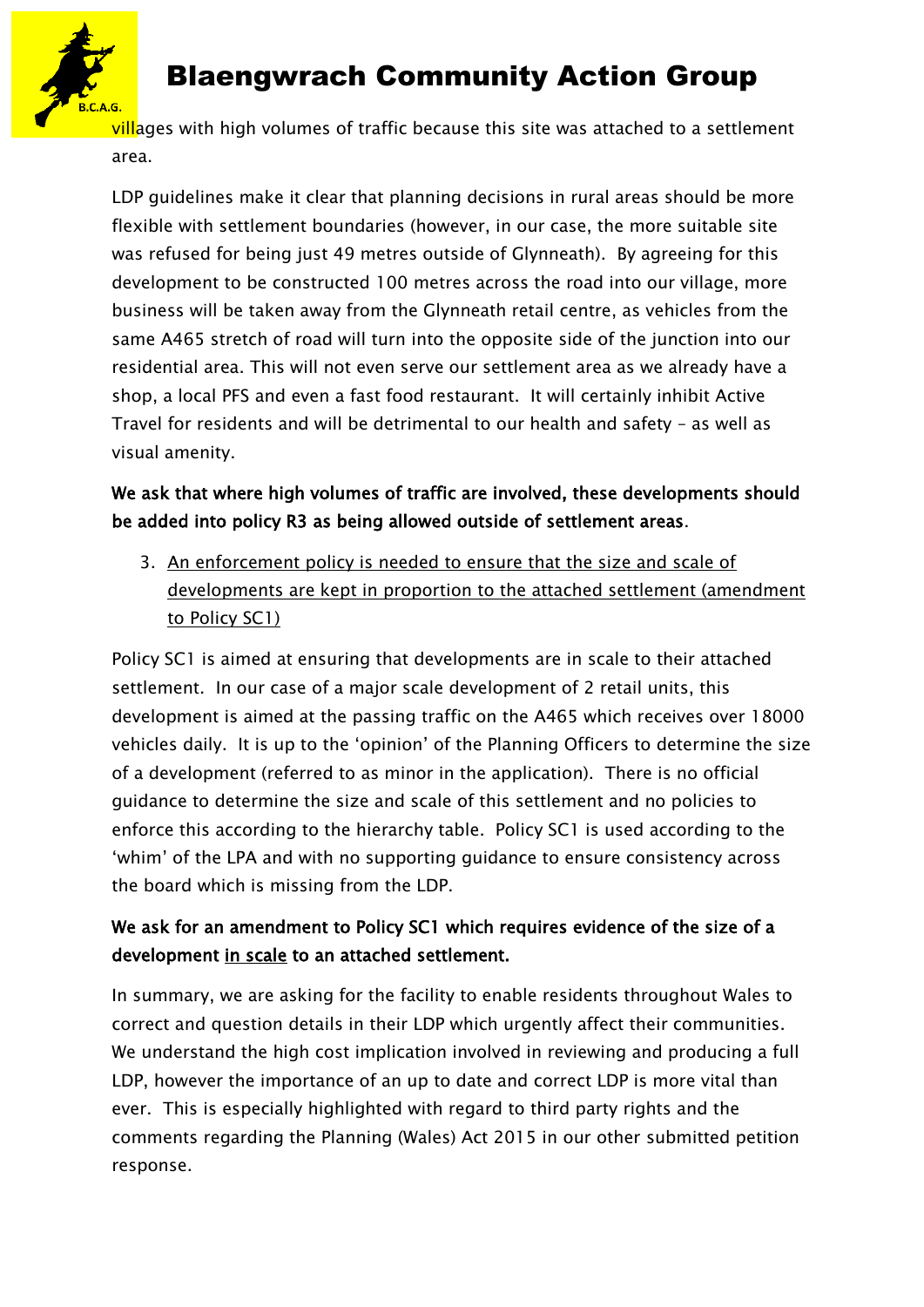villages with high volumes of traffic because this site was attached to a settlement area.

LDP guidelines make it clear that planning decisions in rural areas should be more flexible with settlement boundaries (however, in our case, the more suitable site was refused for being just 49 metres outside of Glynneath). By agreeing for this development to be constructed 100 metres across the road into our village, more business will be taken away from the Glynneath retail centre, as vehicles from the same A465 stretch of road will turn into the opposite side of the junction into our residential area. This will not even serve our settlement area as we already have a shop, a local PFS and even a fast food restaurant. It will certainly inhibit Active Travel for residents and will be detrimental to our health and safety – as well as visual amenity.

**We ask that where high volumes of traffic are involved, these developments should be added into policy R3 as being allowed outside of settlement areas.**

3. <u>An enforcement policy is needed to ensure that the size and scale of developments are kept in proportion to the attached settlement (amendment to Policy SC1)</u>

Policy SC1 is aimed at ensuring that developments are in scale to their attached settlement. In our case of a major scale development of 2 retail units, this development is aimed at the passing traffic on the A465 which receives over 18000 vehicles daily. It is up to the 'opinion' of the Planning Officers to determine the size of a development (referred to as minor in the application). There is no official guidance to determine the size and scale of this settlement and no policies to enforce this according to the hierarchy table. Policy SC1 is used according to the 'whim' of the LPA and with no supporting guidance to ensure consistency across the board which is missing from the LDP.

**We ask for an amendment to Policy SC1 which requires evidence of the size of a development <u>in scale</u> to an attached settlement.**

In summary, we are asking for the facility to enable residents throughout Wales to correct and question details in their LDP which urgently affect their communities. We understand the high cost implication involved in reviewing and producing a full LDP, however the importance of an up to date and correct LDP is more vital than ever. This is especially highlighted with regard to third party rights and the comments regarding the Planning (Wales) Act 2015 in our other submitted petition response.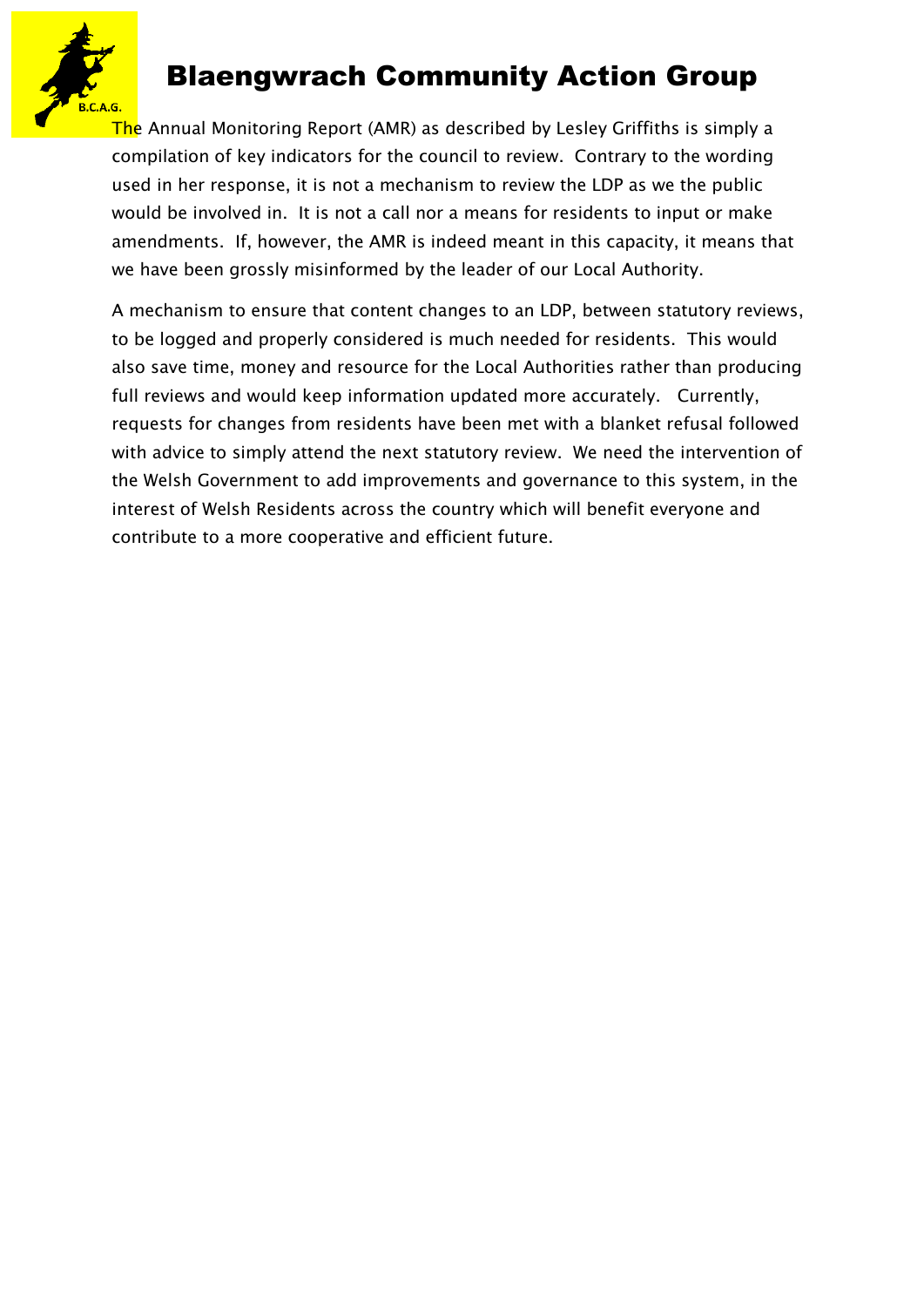# Blaengwrach Community Action Group

The Annual Monitoring Report (AMR) as described by Lesley Griffiths is simply a compilation of key indicators for the council to review. Contrary to the wording used in her response, it is not a mechanism to review the LDP as we the public would be involved in. It is not a call nor a means for residents to input or make amendments. If, however, the AMR is indeed meant in this capacity, it means that we have been grossly misinformed by the leader of our Local Authority.

A mechanism to ensure that content changes to an LDP, between statutory reviews, to be logged and properly considered is much needed for residents. This would also save time, money and resource for the Local Authorities rather than producing full reviews and would keep information updated more accurately. Currently, requests for changes from residents have been met with a blanket refusal followed with advice to simply attend the next statutory review. We need the intervention of the Welsh Government to add improvements and governance to this system, in the interest of Welsh Residents across the country which will benefit everyone and contribute to a more cooperative and efficient future.